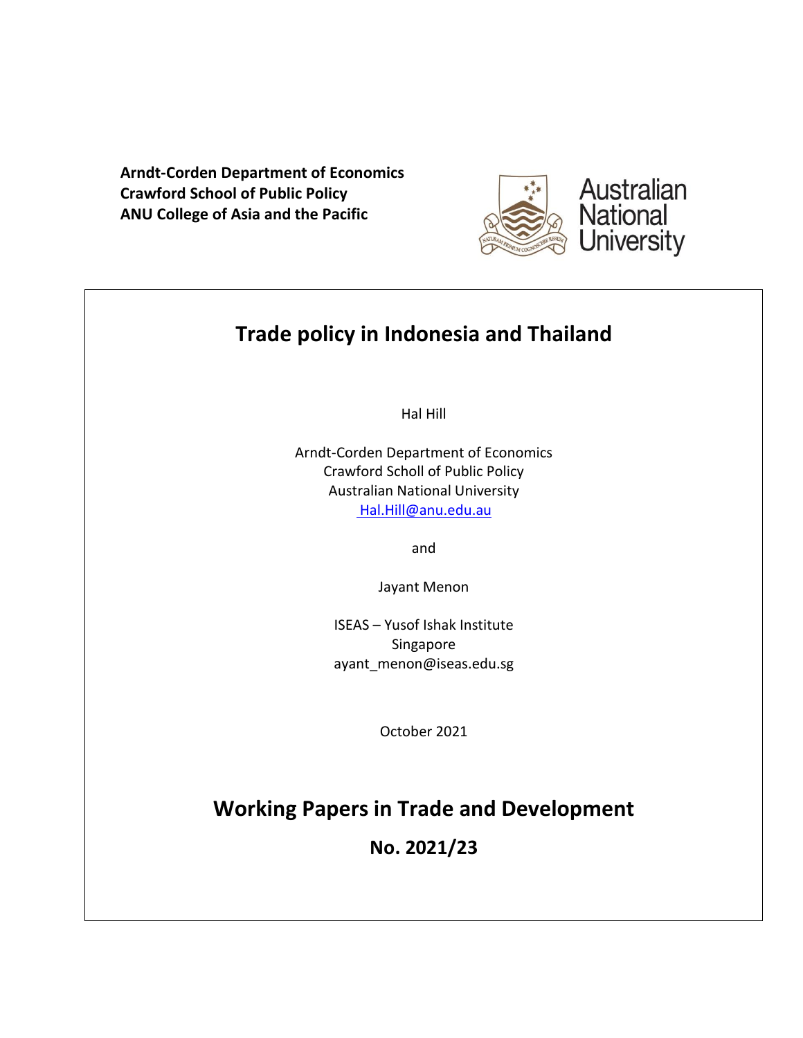**Arndt-Corden Department of Economics**
**Crawford School of Public Policy**
**ANU College of Asia and the Pacific**

# Trade policy in Indonesia and Thailand

Hal Hill

Arndt-Corden Department of Economics
Crawford Scholl of Public Policy
Australian National University
Hal.Hill@anu.edu.au

and

Jayant Menon

ISEAS – Yusof Ishak Institute
Singapore
ayant_menon@iseas.edu.sg

October 2021

## Working Papers in Trade and Development

**No. 2021/23**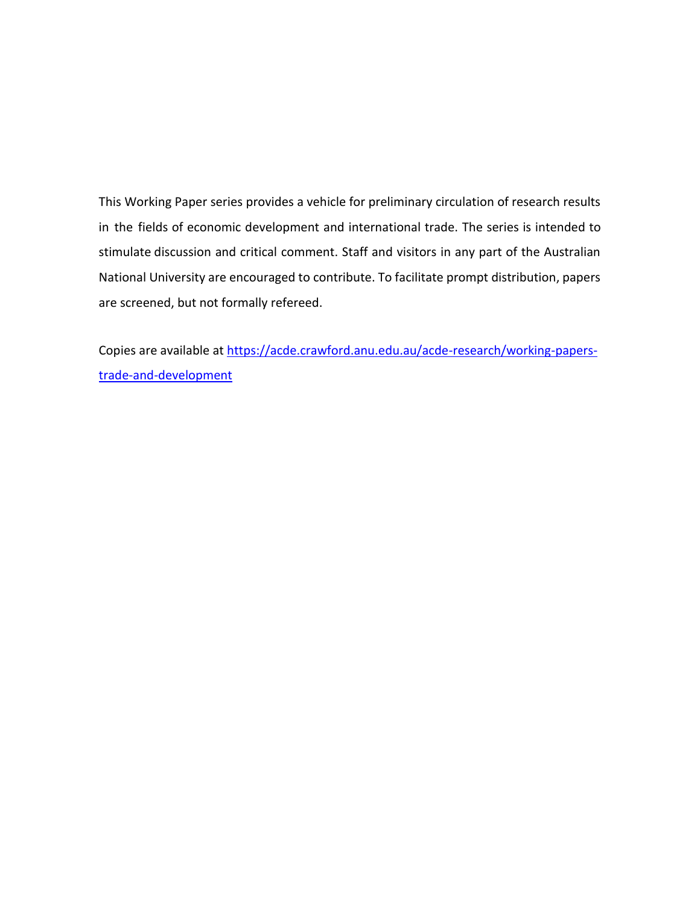This Working Paper series provides a vehicle for preliminary circulation of research results in the fields of economic development and international trade. The series is intended to stimulate discussion and critical comment. Staff and visitors in any part of the Australian National University are encouraged to contribute. To facilitate prompt distribution, papers are screened, but not formally refereed.

Copies are available at [https://acde.crawford.anu.edu.au/acde-research/working-papers-trade-and-development](https://acde.crawford.anu.edu.au/acde-research/working-papers-trade-and-development)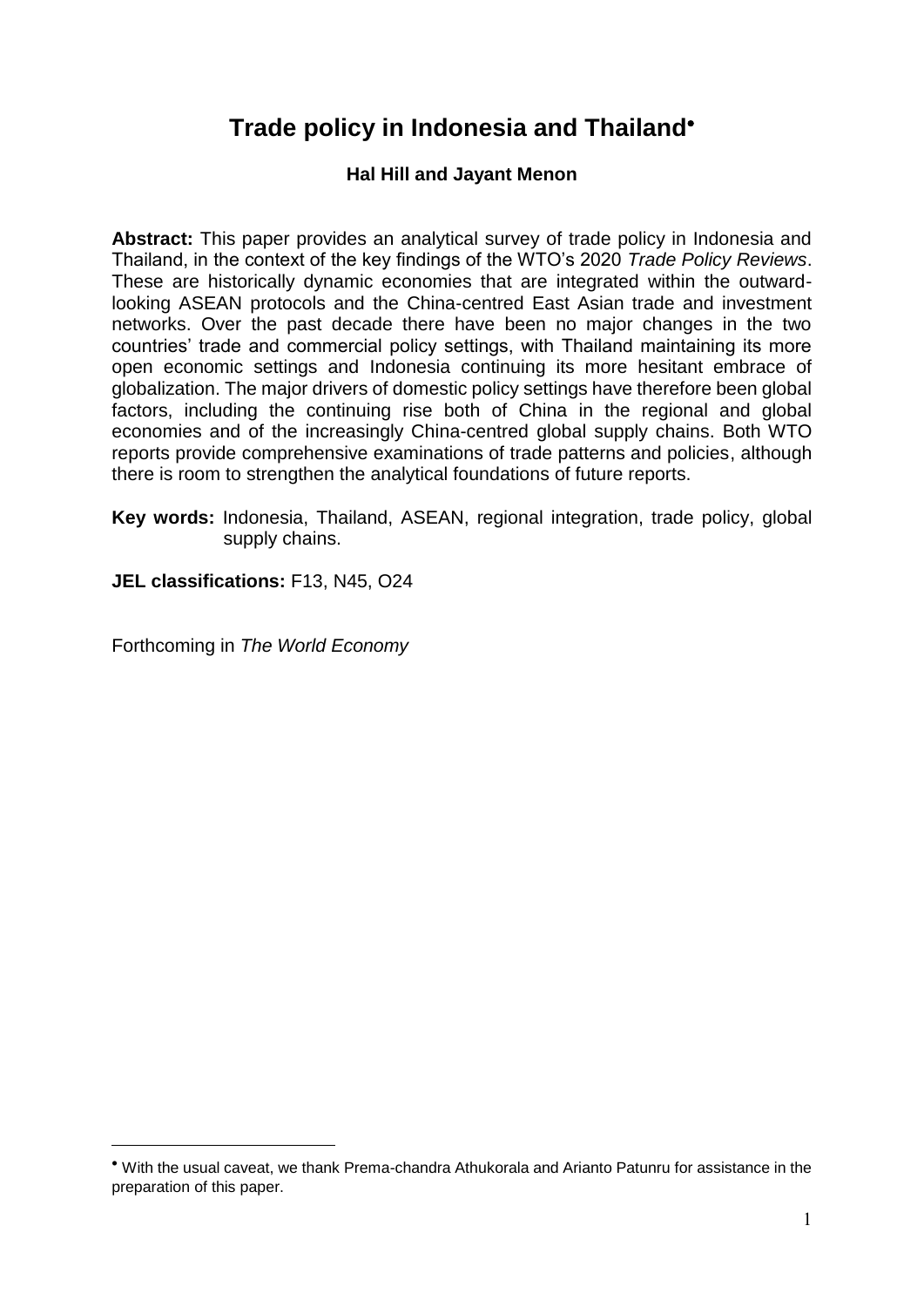# Trade policy in Indonesia and Thailand[•]

**Hal Hill and Jayant Menon**

**Abstract:** This paper provides an analytical survey of trade policy in Indonesia and Thailand, in the context of the key findings of the WTO's 2020 *Trade Policy Reviews*. These are historically dynamic economies that are integrated within the outward-looking ASEAN protocols and the China-centred East Asian trade and investment networks. Over the past decade there have been no major changes in the two countries' trade and commercial policy settings, with Thailand maintaining its more open economic settings and Indonesia continuing its more hesitant embrace of globalization. The major drivers of domestic policy settings have therefore been global factors, including the continuing rise both of China in the regional and global economies and of the increasingly China-centred global supply chains. Both WTO reports provide comprehensive examinations of trade patterns and policies, although there is room to strengthen the analytical foundations of future reports.

**Key words:** Indonesia, Thailand, ASEAN, regional integration, trade policy, global supply chains.

**JEL classifications:** F13, N45, O24

Forthcoming in *The World Economy*

---

[•] With the usual caveat, we thank Prema-chandra Athukorala and Arianto Patunru for assistance in the preparation of this paper.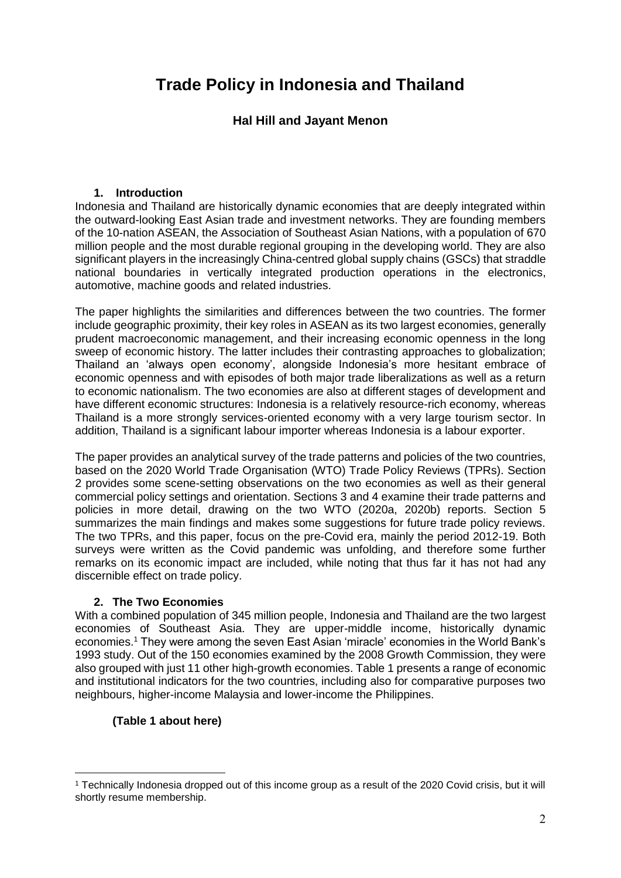# Trade Policy in Indonesia and Thailand

**Hal Hill and Jayant Menon**

## 1. Introduction

Indonesia and Thailand are historically dynamic economies that are deeply integrated within the outward-looking East Asian trade and investment networks. They are founding members of the 10-nation ASEAN, the Association of Southeast Asian Nations, with a population of 670 million people and the most durable regional grouping in the developing world. They are also significant players in the increasingly China-centred global supply chains (GSCs) that straddle national boundaries in vertically integrated production operations in the electronics, automotive, machine goods and related industries.

The paper highlights the similarities and differences between the two countries. The former include geographic proximity, their key roles in ASEAN as its two largest economies, generally prudent macroeconomic management, and their increasing economic openness in the long sweep of economic history. The latter includes their contrasting approaches to globalization; Thailand an 'always open economy', alongside Indonesia's more hesitant embrace of economic openness and with episodes of both major trade liberalizations as well as a return to economic nationalism. The two economies are also at different stages of development and have different economic structures: Indonesia is a relatively resource-rich economy, whereas Thailand is a more strongly services-oriented economy with a very large tourism sector. In addition, Thailand is a significant labour importer whereas Indonesia is a labour exporter.

The paper provides an analytical survey of the trade patterns and policies of the two countries, based on the 2020 World Trade Organisation (WTO) Trade Policy Reviews (TPRs). Section 2 provides some scene-setting observations on the two economies as well as their general commercial policy settings and orientation. Sections 3 and 4 examine their trade patterns and policies in more detail, drawing on the two WTO (2020a, 2020b) reports. Section 5 summarizes the main findings and makes some suggestions for future trade policy reviews. The two TPRs, and this paper, focus on the pre-Covid era, mainly the period 2012-19. Both surveys were written as the Covid pandemic was unfolding, and therefore some further remarks on its economic impact are included, while noting that thus far it has not had any discernible effect on trade policy.

## 2. The Two Economies

With a combined population of 345 million people, Indonesia and Thailand are the two largest economies of Southeast Asia. They are upper-middle income, historically dynamic economies.[1] They were among the seven East Asian 'miracle' economies in the World Bank's 1993 study. Out of the 150 economies examined by the 2008 Growth Commission, they were also grouped with just 11 other high-growth economies. Table 1 presents a range of economic and institutional indicators for the two countries, including also for comparative purposes two neighbours, higher-income Malaysia and lower-income the Philippines.

**(Table 1 about here)**

---

[1] Technically Indonesia dropped out of this income group as a result of the 2020 Covid crisis, but it will shortly resume membership.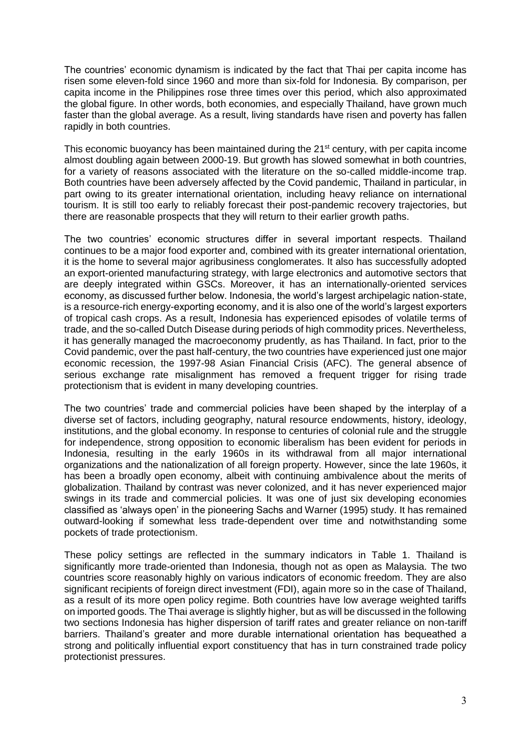The countries' economic dynamism is indicated by the fact that Thai per capita income has risen some eleven-fold since 1960 and more than six-fold for Indonesia. By comparison, per capita income in the Philippines rose three times over this period, which also approximated the global figure. In other words, both economies, and especially Thailand, have grown much faster than the global average. As a result, living standards have risen and poverty has fallen rapidly in both countries.

This economic buoyancy has been maintained during the 21st century, with per capita income almost doubling again between 2000-19. But growth has slowed somewhat in both countries, for a variety of reasons associated with the literature on the so-called middle-income trap. Both countries have been adversely affected by the Covid pandemic, Thailand in particular, in part owing to its greater international orientation, including heavy reliance on international tourism. It is still too early to reliably forecast their post-pandemic recovery trajectories, but there are reasonable prospects that they will return to their earlier growth paths.

The two countries' economic structures differ in several important respects. Thailand continues to be a major food exporter and, combined with its greater international orientation, it is the home to several major agribusiness conglomerates. It also has successfully adopted an export-oriented manufacturing strategy, with large electronics and automotive sectors that are deeply integrated within GSCs. Moreover, it has an internationally-oriented services economy, as discussed further below. Indonesia, the world's largest archipelagic nation-state, is a resource-rich energy-exporting economy, and it is also one of the world's largest exporters of tropical cash crops. As a result, Indonesia has experienced episodes of volatile terms of trade, and the so-called Dutch Disease during periods of high commodity prices. Nevertheless, it has generally managed the macroeconomy prudently, as has Thailand. In fact, prior to the Covid pandemic, over the past half-century, the two countries have experienced just one major economic recession, the 1997-98 Asian Financial Crisis (AFC). The general absence of serious exchange rate misalignment has removed a frequent trigger for rising trade protectionism that is evident in many developing countries.

The two countries' trade and commercial policies have been shaped by the interplay of a diverse set of factors, including geography, natural resource endowments, history, ideology, institutions, and the global economy. In response to centuries of colonial rule and the struggle for independence, strong opposition to economic liberalism has been evident for periods in Indonesia, resulting in the early 1960s in its withdrawal from all major international organizations and the nationalization of all foreign property. However, since the late 1960s, it has been a broadly open economy, albeit with continuing ambivalence about the merits of globalization. Thailand by contrast was never colonized, and it has never experienced major swings in its trade and commercial policies. It was one of just six developing economies classified as 'always open' in the pioneering Sachs and Warner (1995) study. It has remained outward-looking if somewhat less trade-dependent over time and notwithstanding some pockets of trade protectionism.

These policy settings are reflected in the summary indicators in Table 1. Thailand is significantly more trade-oriented than Indonesia, though not as open as Malaysia. The two countries score reasonably highly on various indicators of economic freedom. They are also significant recipients of foreign direct investment (FDI), again more so in the case of Thailand, as a result of its more open policy regime. Both countries have low average weighted tariffs on imported goods. The Thai average is slightly higher, but as will be discussed in the following two sections Indonesia has higher dispersion of tariff rates and greater reliance on non-tariff barriers. Thailand's greater and more durable international orientation has bequeathed a strong and politically influential export constituency that has in turn constrained trade policy protectionist pressures.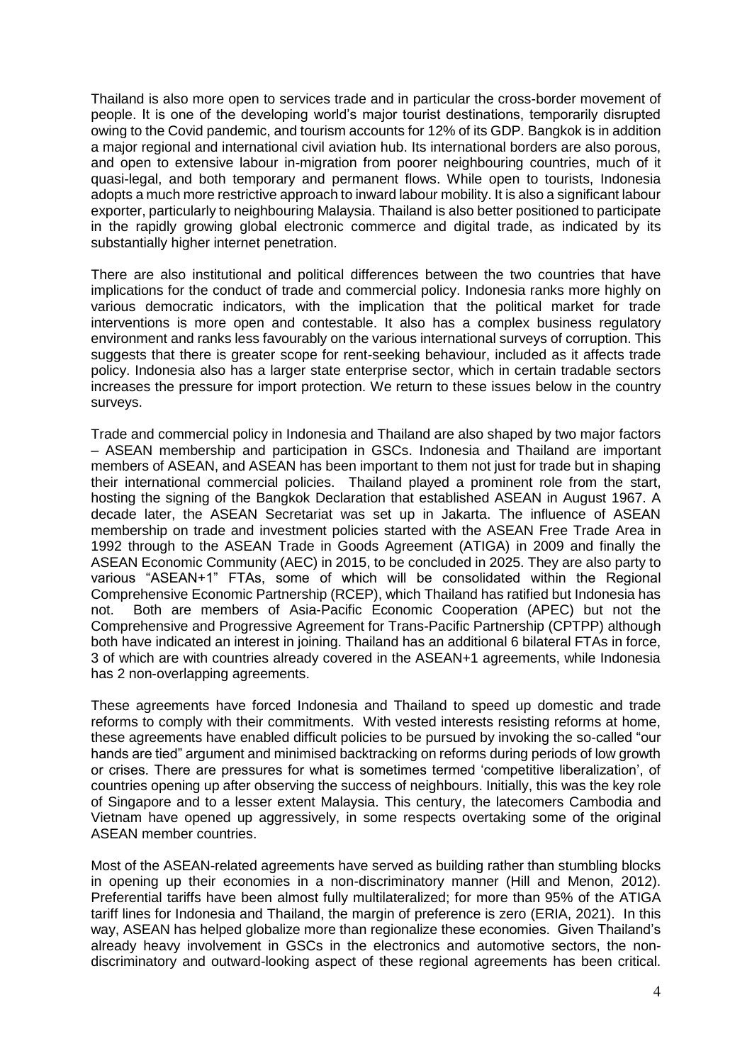Thailand is also more open to services trade and in particular the cross-border movement of people. It is one of the developing world's major tourist destinations, temporarily disrupted owing to the Covid pandemic, and tourism accounts for 12% of its GDP. Bangkok is in addition a major regional and international civil aviation hub. Its international borders are also porous, and open to extensive labour in-migration from poorer neighbouring countries, much of it quasi-legal, and both temporary and permanent flows. While open to tourists, Indonesia adopts a much more restrictive approach to inward labour mobility. It is also a significant labour exporter, particularly to neighbouring Malaysia. Thailand is also better positioned to participate in the rapidly growing global electronic commerce and digital trade, as indicated by its substantially higher internet penetration.

There are also institutional and political differences between the two countries that have implications for the conduct of trade and commercial policy. Indonesia ranks more highly on various democratic indicators, with the implication that the political market for trade interventions is more open and contestable. It also has a complex business regulatory environment and ranks less favourably on the various international surveys of corruption. This suggests that there is greater scope for rent-seeking behaviour, included as it affects trade policy. Indonesia also has a larger state enterprise sector, which in certain tradable sectors increases the pressure for import protection. We return to these issues below in the country surveys.

Trade and commercial policy in Indonesia and Thailand are also shaped by two major factors – ASEAN membership and participation in GSCs. Indonesia and Thailand are important members of ASEAN, and ASEAN has been important to them not just for trade but in shaping their international commercial policies. Thailand played a prominent role from the start, hosting the signing of the Bangkok Declaration that established ASEAN in August 1967. A decade later, the ASEAN Secretariat was set up in Jakarta. The influence of ASEAN membership on trade and investment policies started with the ASEAN Free Trade Area in 1992 through to the ASEAN Trade in Goods Agreement (ATIGA) in 2009 and finally the ASEAN Economic Community (AEC) in 2015, to be concluded in 2025. They are also party to various "ASEAN+1" FTAs, some of which will be consolidated within the Regional Comprehensive Economic Partnership (RCEP), which Thailand has ratified but Indonesia has not. Both are members of Asia-Pacific Economic Cooperation (APEC) but not the Comprehensive and Progressive Agreement for Trans-Pacific Partnership (CPTPP) although both have indicated an interest in joining. Thailand has an additional 6 bilateral FTAs in force, 3 of which are with countries already covered in the ASEAN+1 agreements, while Indonesia has 2 non-overlapping agreements.

These agreements have forced Indonesia and Thailand to speed up domestic and trade reforms to comply with their commitments. With vested interests resisting reforms at home, these agreements have enabled difficult policies to be pursued by invoking the so-called "our hands are tied" argument and minimised backtracking on reforms during periods of low growth or crises. There are pressures for what is sometimes termed 'competitive liberalization', of countries opening up after observing the success of neighbours. Initially, this was the key role of Singapore and to a lesser extent Malaysia. This century, the latecomers Cambodia and Vietnam have opened up aggressively, in some respects overtaking some of the original ASEAN member countries.

Most of the ASEAN-related agreements have served as building rather than stumbling blocks in opening up their economies in a non-discriminatory manner (Hill and Menon, 2012). Preferential tariffs have been almost fully multilateralized; for more than 95% of the ATIGA tariff lines for Indonesia and Thailand, the margin of preference is zero (ERIA, 2021). In this way, ASEAN has helped globalize more than regionalize these economies. Given Thailand's already heavy involvement in GSCs in the electronics and automotive sectors, the non-discriminatory and outward-looking aspect of these regional agreements has been critical.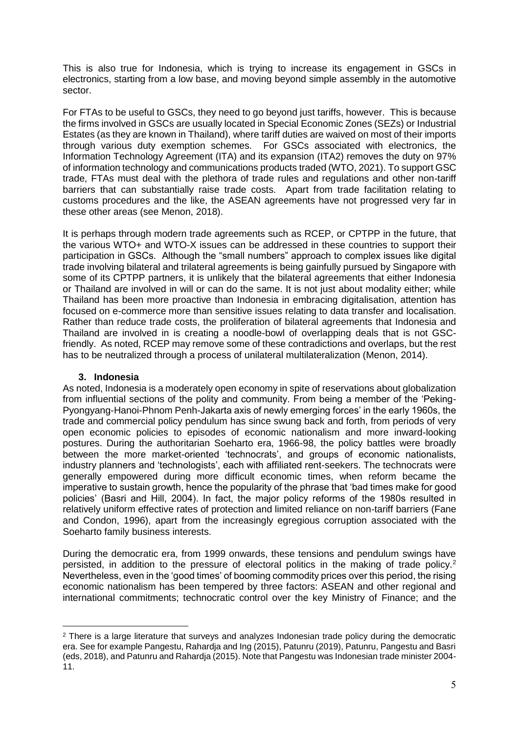This is also true for Indonesia, which is trying to increase its engagement in GSCs in electronics, starting from a low base, and moving beyond simple assembly in the automotive sector.

For FTAs to be useful to GSCs, they need to go beyond just tariffs, however. This is because the firms involved in GSCs are usually located in Special Economic Zones (SEZs) or Industrial Estates (as they are known in Thailand), where tariff duties are waived on most of their imports through various duty exemption schemes. For GSCs associated with electronics, the Information Technology Agreement (ITA) and its expansion (ITA2) removes the duty on 97% of information technology and communications products traded (WTO, 2021). To support GSC trade, FTAs must deal with the plethora of trade rules and regulations and other non-tariff barriers that can substantially raise trade costs. Apart from trade facilitation relating to customs procedures and the like, the ASEAN agreements have not progressed very far in these other areas (see Menon, 2018).

It is perhaps through modern trade agreements such as RCEP, or CPTPP in the future, that the various WTO+ and WTO-X issues can be addressed in these countries to support their participation in GSCs. Although the "small numbers" approach to complex issues like digital trade involving bilateral and trilateral agreements is being gainfully pursued by Singapore with some of its CPTPP partners, it is unlikely that the bilateral agreements that either Indonesia or Thailand are involved in will or can do the same. It is not just about modality either; while Thailand has been more proactive than Indonesia in embracing digitalisation, attention has focused on e-commerce more than sensitive issues relating to data transfer and localisation. Rather than reduce trade costs, the proliferation of bilateral agreements that Indonesia and Thailand are involved in is creating a noodle-bowl of overlapping deals that is not GSC-friendly. As noted, RCEP may remove some of these contradictions and overlaps, but the rest has to be neutralized through a process of unilateral multilateralization (Menon, 2014).

## 3. Indonesia

As noted, Indonesia is a moderately open economy in spite of reservations about globalization from influential sections of the polity and community. From being a member of the 'Peking-Pyongyang-Hanoi-Phnom Penh-Jakarta axis of newly emerging forces' in the early 1960s, the trade and commercial policy pendulum has since swung back and forth, from periods of very open economic policies to episodes of economic nationalism and more inward-looking postures. During the authoritarian Soeharto era, 1966-98, the policy battles were broadly between the more market-oriented 'technocrats', and groups of economic nationalists, industry planners and 'technologists', each with affiliated rent-seekers. The technocrats were generally empowered during more difficult economic times, when reform became the imperative to sustain growth, hence the popularity of the phrase that 'bad times make for good policies' (Basri and Hill, 2004). In fact, the major policy reforms of the 1980s resulted in relatively uniform effective rates of protection and limited reliance on non-tariff barriers (Fane and Condon, 1996), apart from the increasingly egregious corruption associated with the Soeharto family business interests.

During the democratic era, from 1999 onwards, these tensions and pendulum swings have persisted, in addition to the pressure of electoral politics in the making of trade policy.[2] Nevertheless, even in the 'good times' of booming commodity prices over this period, the rising economic nationalism has been tempered by three factors: ASEAN and other regional and international commitments; technocratic control over the key Ministry of Finance; and the

[2] There is a large literature that surveys and analyzes Indonesian trade policy during the democratic era. See for example Pangestu, Rahardja and Ing (2015), Patunru (2019), Patunru, Pangestu and Basri (eds, 2018), and Patunru and Rahardja (2015). Note that Pangestu was Indonesian trade minister 2004-11.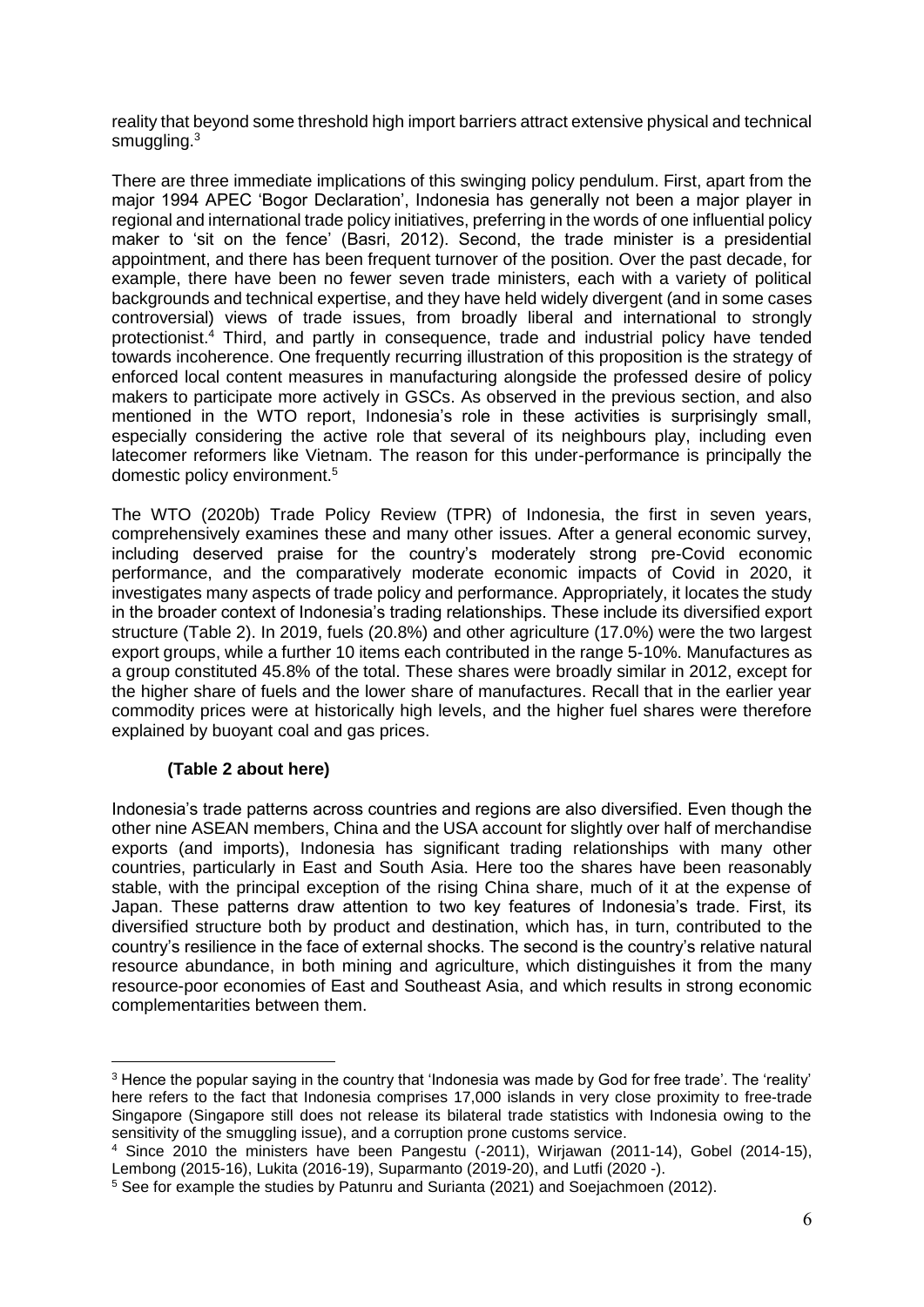reality that beyond some threshold high import barriers attract extensive physical and technical smuggling.[3]

There are three immediate implications of this swinging policy pendulum. First, apart from the major 1994 APEC 'Bogor Declaration', Indonesia has generally not been a major player in regional and international trade policy initiatives, preferring in the words of one influential policy maker to 'sit on the fence' (Basri, 2012). Second, the trade minister is a presidential appointment, and there has been frequent turnover of the position. Over the past decade, for example, there have been no fewer seven trade ministers, each with a variety of political backgrounds and technical expertise, and they have held widely divergent (and in some cases controversial) views of trade issues, from broadly liberal and international to strongly protectionist.[4] Third, and partly in consequence, trade and industrial policy have tended towards incoherence. One frequently recurring illustration of this proposition is the strategy of enforced local content measures in manufacturing alongside the professed desire of policy makers to participate more actively in GSCs. As observed in the previous section, and also mentioned in the WTO report, Indonesia's role in these activities is surprisingly small, especially considering the active role that several of its neighbours play, including even latecomer reformers like Vietnam. The reason for this under-performance is principally the domestic policy environment.[5]

The WTO (2020b) Trade Policy Review (TPR) of Indonesia, the first in seven years, comprehensively examines these and many other issues. After a general economic survey, including deserved praise for the country's moderately strong pre-Covid economic performance, and the comparatively moderate economic impacts of Covid in 2020, it investigates many aspects of trade policy and performance. Appropriately, it locates the study in the broader context of Indonesia's trading relationships. These include its diversified export structure (Table 2). In 2019, fuels (20.8%) and other agriculture (17.0%) were the two largest export groups, while a further 10 items each contributed in the range 5-10%. Manufactures as a group constituted 45.8% of the total. These shares were broadly similar in 2012, except for the higher share of fuels and the lower share of manufactures. Recall that in the earlier year commodity prices were at historically high levels, and the higher fuel shares were therefore explained by buoyant coal and gas prices.

**(Table 2 about here)**

Indonesia's trade patterns across countries and regions are also diversified. Even though the other nine ASEAN members, China and the USA account for slightly over half of merchandise exports (and imports), Indonesia has significant trading relationships with many other countries, particularly in East and South Asia. Here too the shares have been reasonably stable, with the principal exception of the rising China share, much of it at the expense of Japan. These patterns draw attention to two key features of Indonesia's trade. First, its diversified structure both by product and destination, which has, in turn, contributed to the country's resilience in the face of external shocks. The second is the country's relative natural resource abundance, in both mining and agriculture, which distinguishes it from the many resource-poor economies of East and Southeast Asia, and which results in strong economic complementarities between them.

---

[3] Hence the popular saying in the country that 'Indonesia was made by God for free trade'. The 'reality' here refers to the fact that Indonesia comprises 17,000 islands in very close proximity to free-trade Singapore (Singapore still does not release its bilateral trade statistics with Indonesia owing to the sensitivity of the smuggling issue), and a corruption prone customs service.

[4] Since 2010 the ministers have been Pangestu (-2011), Wirjawan (2011-14), Gobel (2014-15), Lembong (2015-16), Lukita (2016-19), Suparmanto (2019-20), and Lutfi (2020 -).

[5] See for example the studies by Patunru and Surianta (2021) and Soejachmoen (2012).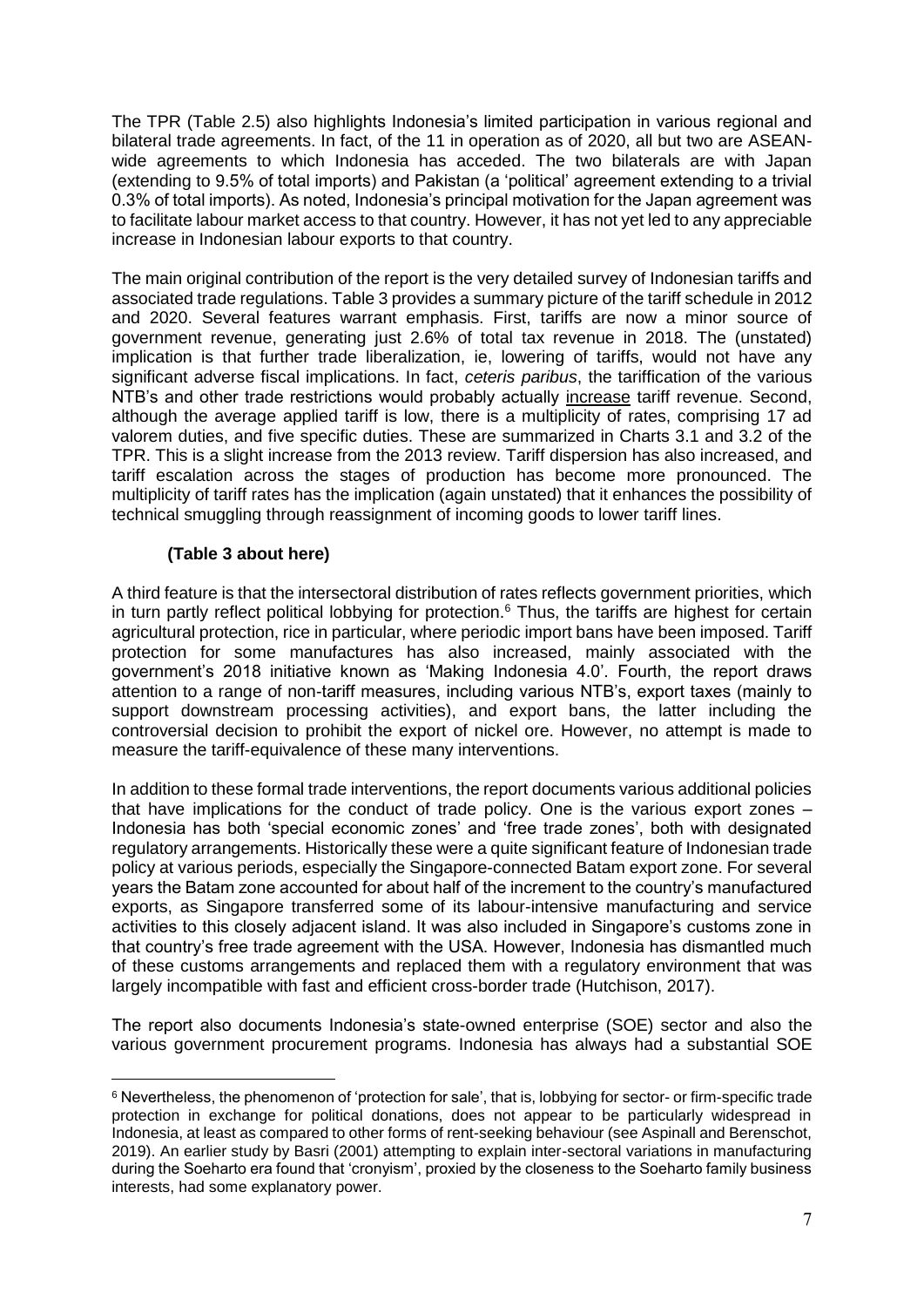The TPR (Table 2.5) also highlights Indonesia's limited participation in various regional and bilateral trade agreements. In fact, of the 11 in operation as of 2020, all but two are ASEAN-wide agreements to which Indonesia has acceded. The two bilaterals are with Japan (extending to 9.5% of total imports) and Pakistan (a 'political' agreement extending to a trivial 0.3% of total imports). As noted, Indonesia's principal motivation for the Japan agreement was to facilitate labour market access to that country. However, it has not yet led to any appreciable increase in Indonesian labour exports to that country.

The main original contribution of the report is the very detailed survey of Indonesian tariffs and associated trade regulations. Table 3 provides a summary picture of the tariff schedule in 2012 and 2020. Several features warrant emphasis. First, tariffs are now a minor source of government revenue, generating just 2.6% of total tax revenue in 2018. The (unstated) implication is that further trade liberalization, ie, lowering of tariffs, would not have any significant adverse fiscal implications. In fact, *ceteris paribus*, the tariffication of the various NTB's and other trade restrictions would probably actually <u>increase</u> tariff revenue. Second, although the average applied tariff is low, there is a multiplicity of rates, comprising 17 ad valorem duties, and five specific duties. These are summarized in Charts 3.1 and 3.2 of the TPR. This is a slight increase from the 2013 review. Tariff dispersion has also increased, and tariff escalation across the stages of production has become more pronounced. The multiplicity of tariff rates has the implication (again unstated) that it enhances the possibility of technical smuggling through reassignment of incoming goods to lower tariff lines.

**(Table 3 about here)**

A third feature is that the intersectoral distribution of rates reflects government priorities, which in turn partly reflect political lobbying for protection.[6] Thus, the tariffs are highest for certain agricultural protection, rice in particular, where periodic import bans have been imposed. Tariff protection for some manufactures has also increased, mainly associated with the government's 2018 initiative known as 'Making Indonesia 4.0'. Fourth, the report draws attention to a range of non-tariff measures, including various NTB's, export taxes (mainly to support downstream processing activities), and export bans, the latter including the controversial decision to prohibit the export of nickel ore. However, no attempt is made to measure the tariff-equivalence of these many interventions.

In addition to these formal trade interventions, the report documents various additional policies that have implications for the conduct of trade policy. One is the various export zones – Indonesia has both 'special economic zones' and 'free trade zones', both with designated regulatory arrangements. Historically these were a quite significant feature of Indonesian trade policy at various periods, especially the Singapore-connected Batam export zone. For several years the Batam zone accounted for about half of the increment to the country's manufactured exports, as Singapore transferred some of its labour-intensive manufacturing and service activities to this closely adjacent island. It was also included in Singapore's customs zone in that country's free trade agreement with the USA. However, Indonesia has dismantled much of these customs arrangements and replaced them with a regulatory environment that was largely incompatible with fast and efficient cross-border trade (Hutchison, 2017).

The report also documents Indonesia's state-owned enterprise (SOE) sector and also the various government procurement programs. Indonesia has always had a substantial SOE

---

[6] Nevertheless, the phenomenon of 'protection for sale', that is, lobbying for sector- or firm-specific trade protection in exchange for political donations, does not appear to be particularly widespread in Indonesia, at least as compared to other forms of rent-seeking behaviour (see Aspinall and Berenschot, 2019). An earlier study by Basri (2001) attempting to explain inter-sectoral variations in manufacturing during the Soeharto era found that 'cronyism', proxied by the closeness to the Soeharto family business interests, had some explanatory power.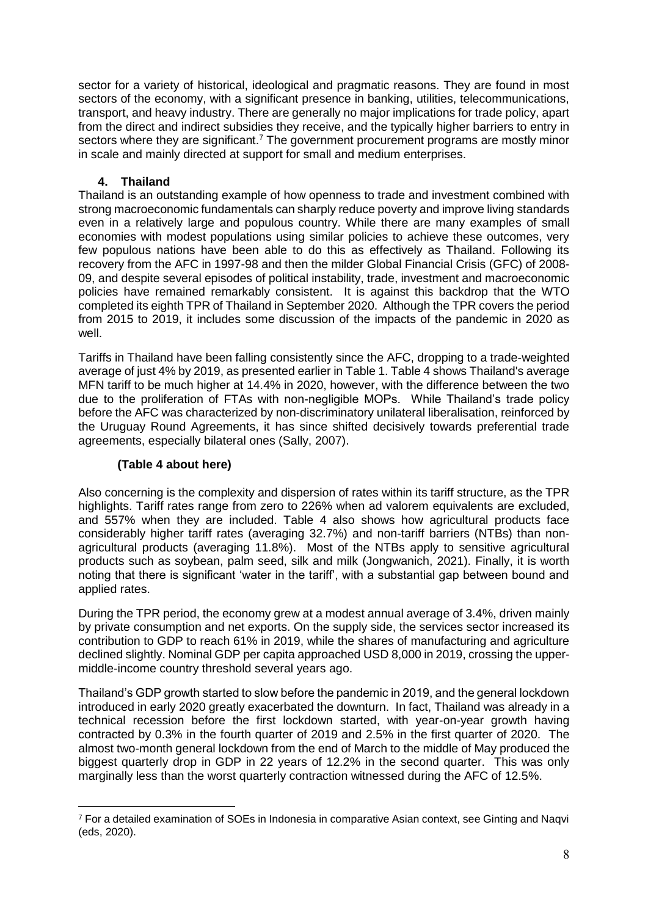sector for a variety of historical, ideological and pragmatic reasons. They are found in most sectors of the economy, with a significant presence in banking, utilities, telecommunications, transport, and heavy industry. There are generally no major implications for trade policy, apart from the direct and indirect subsidies they receive, and the typically higher barriers to entry in sectors where they are significant.[7] The government procurement programs are mostly minor in scale and mainly directed at support for small and medium enterprises.

### 4. Thailand

Thailand is an outstanding example of how openness to trade and investment combined with strong macroeconomic fundamentals can sharply reduce poverty and improve living standards even in a relatively large and populous country. While there are many examples of small economies with modest populations using similar policies to achieve these outcomes, very few populous nations have been able to do this as effectively as Thailand. Following its recovery from the AFC in 1997-98 and then the milder Global Financial Crisis (GFC) of 2008-09, and despite several episodes of political instability, trade, investment and macroeconomic policies have remained remarkably consistent. It is against this backdrop that the WTO completed its eighth TPR of Thailand in September 2020. Although the TPR covers the period from 2015 to 2019, it includes some discussion of the impacts of the pandemic in 2020 as well.

Tariffs in Thailand have been falling consistently since the AFC, dropping to a trade-weighted average of just 4% by 2019, as presented earlier in Table 1. Table 4 shows Thailand's average MFN tariff to be much higher at 14.4% in 2020, however, with the difference between the two due to the proliferation of FTAs with non-negligible MOPs. While Thailand's trade policy before the AFC was characterized by non-discriminatory unilateral liberalisation, reinforced by the Uruguay Round Agreements, it has since shifted decisively towards preferential trade agreements, especially bilateral ones (Sally, 2007).

**(Table 4 about here)**

Also concerning is the complexity and dispersion of rates within its tariff structure, as the TPR highlights. Tariff rates range from zero to 226% when ad valorem equivalents are excluded, and 557% when they are included. Table 4 also shows how agricultural products face considerably higher tariff rates (averaging 32.7%) and non-tariff barriers (NTBs) than non-agricultural products (averaging 11.8%). Most of the NTBs apply to sensitive agricultural products such as soybean, palm seed, silk and milk (Jongwanich, 2021). Finally, it is worth noting that there is significant 'water in the tariff', with a substantial gap between bound and applied rates.

During the TPR period, the economy grew at a modest annual average of 3.4%, driven mainly by private consumption and net exports. On the supply side, the services sector increased its contribution to GDP to reach 61% in 2019, while the shares of manufacturing and agriculture declined slightly. Nominal GDP per capita approached USD 8,000 in 2019, crossing the upper-middle-income country threshold several years ago.

Thailand's GDP growth started to slow before the pandemic in 2019, and the general lockdown introduced in early 2020 greatly exacerbated the downturn. In fact, Thailand was already in a technical recession before the first lockdown started, with year-on-year growth having contracted by 0.3% in the fourth quarter of 2019 and 2.5% in the first quarter of 2020. The almost two-month general lockdown from the end of March to the middle of May produced the biggest quarterly drop in GDP in 22 years of 12.2% in the second quarter. This was only marginally less than the worst quarterly contraction witnessed during the AFC of 12.5%.

[7] For a detailed examination of SOEs in Indonesia in comparative Asian context, see Ginting and Naqvi (eds, 2020).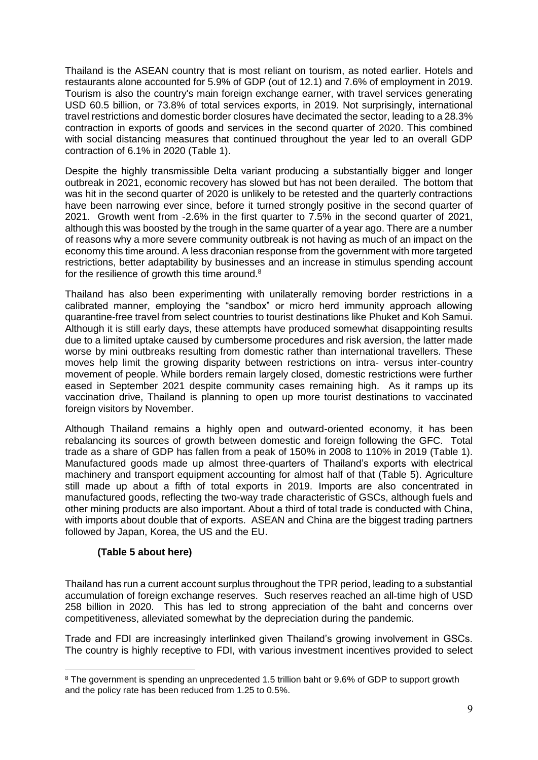Thailand is the ASEAN country that is most reliant on tourism, as noted earlier. Hotels and restaurants alone accounted for 5.9% of GDP (out of 12.1) and 7.6% of employment in 2019. Tourism is also the country's main foreign exchange earner, with travel services generating USD 60.5 billion, or 73.8% of total services exports, in 2019. Not surprisingly, international travel restrictions and domestic border closures have decimated the sector, leading to a 28.3% contraction in exports of goods and services in the second quarter of 2020. This combined with social distancing measures that continued throughout the year led to an overall GDP contraction of 6.1% in 2020 (Table 1).

Despite the highly transmissible Delta variant producing a substantially bigger and longer outbreak in 2021, economic recovery has slowed but has not been derailed. The bottom that was hit in the second quarter of 2020 is unlikely to be retested and the quarterly contractions have been narrowing ever since, before it turned strongly positive in the second quarter of 2021. Growth went from -2.6% in the first quarter to 7.5% in the second quarter of 2021, although this was boosted by the trough in the same quarter of a year ago. There are a number of reasons why a more severe community outbreak is not having as much of an impact on the economy this time around. A less draconian response from the government with more targeted restrictions, better adaptability by businesses and an increase in stimulus spending account for the resilience of growth this time around.[8]

Thailand has also been experimenting with unilaterally removing border restrictions in a calibrated manner, employing the "sandbox" or micro herd immunity approach allowing quarantine-free travel from select countries to tourist destinations like Phuket and Koh Samui. Although it is still early days, these attempts have produced somewhat disappointing results due to a limited uptake caused by cumbersome procedures and risk aversion, the latter made worse by mini outbreaks resulting from domestic rather than international travellers. These moves help limit the growing disparity between restrictions on intra- versus inter-country movement of people. While borders remain largely closed, domestic restrictions were further eased in September 2021 despite community cases remaining high. As it ramps up its vaccination drive, Thailand is planning to open up more tourist destinations to vaccinated foreign visitors by November.

Although Thailand remains a highly open and outward-oriented economy, it has been rebalancing its sources of growth between domestic and foreign following the GFC. Total trade as a share of GDP has fallen from a peak of 150% in 2008 to 110% in 2019 (Table 1). Manufactured goods made up almost three-quarters of Thailand's exports with electrical machinery and transport equipment accounting for almost half of that (Table 5). Agriculture still made up about a fifth of total exports in 2019. Imports are also concentrated in manufactured goods, reflecting the two-way trade characteristic of GSCs, although fuels and other mining products are also important. About a third of total trade is conducted with China, with imports about double that of exports. ASEAN and China are the biggest trading partners followed by Japan, Korea, the US and the EU.

**(Table 5 about here)**

Thailand has run a current account surplus throughout the TPR period, leading to a substantial accumulation of foreign exchange reserves. Such reserves reached an all-time high of USD 258 billion in 2020. This has led to strong appreciation of the baht and concerns over competitiveness, alleviated somewhat by the depreciation during the pandemic.

Trade and FDI are increasingly interlinked given Thailand's growing involvement in GSCs. The country is highly receptive to FDI, with various investment incentives provided to select

[8] The government is spending an unprecedented 1.5 trillion baht or 9.6% of GDP to support growth and the policy rate has been reduced from 1.25 to 0.5%.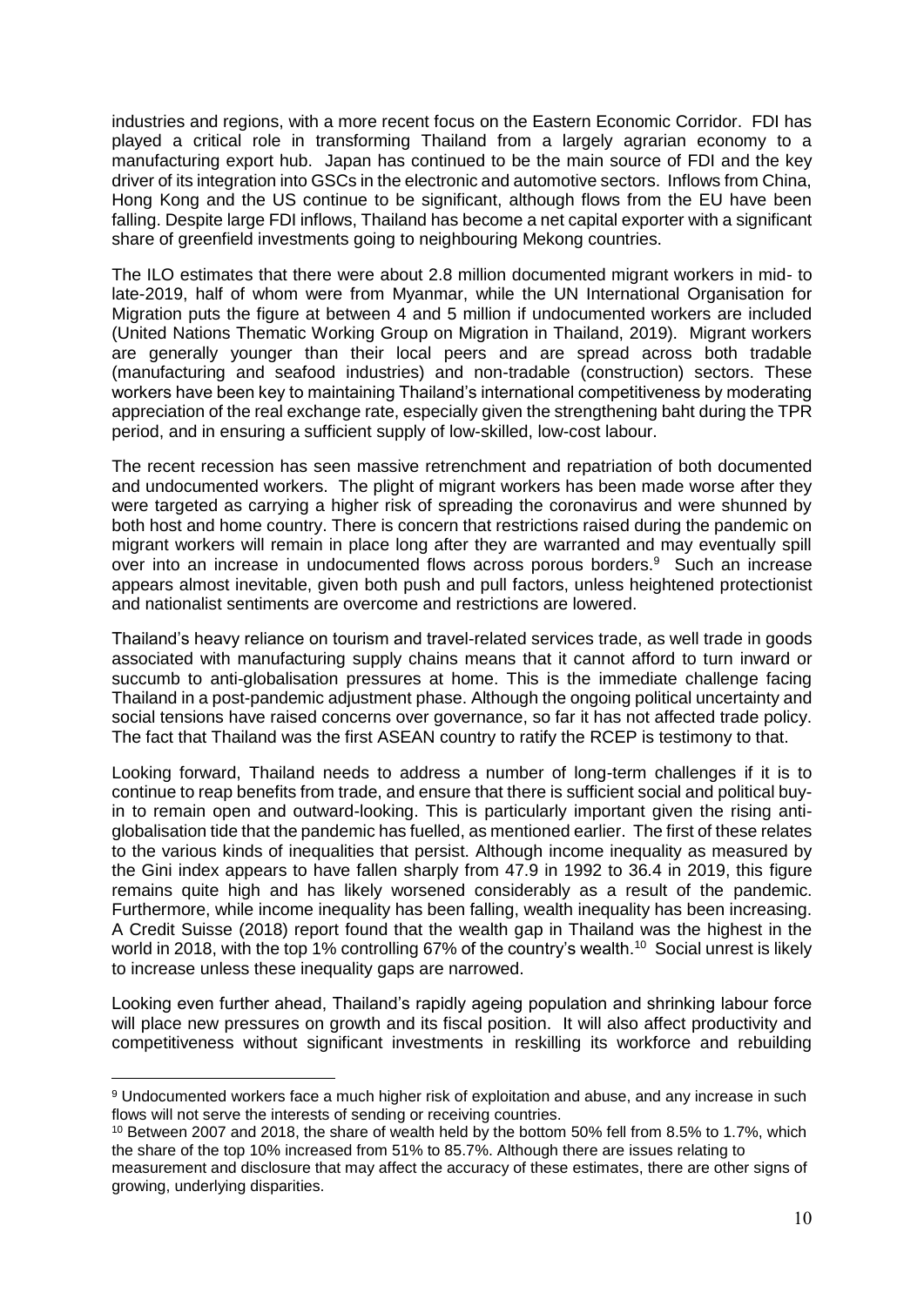industries and regions, with a more recent focus on the Eastern Economic Corridor. FDI has played a critical role in transforming Thailand from a largely agrarian economy to a manufacturing export hub. Japan has continued to be the main source of FDI and the key driver of its integration into GSCs in the electronic and automotive sectors. Inflows from China, Hong Kong and the US continue to be significant, although flows from the EU have been falling. Despite large FDI inflows, Thailand has become a net capital exporter with a significant share of greenfield investments going to neighbouring Mekong countries.

The ILO estimates that there were about 2.8 million documented migrant workers in mid- to late-2019, half of whom were from Myanmar, while the UN International Organisation for Migration puts the figure at between 4 and 5 million if undocumented workers are included (United Nations Thematic Working Group on Migration in Thailand, 2019). Migrant workers are generally younger than their local peers and are spread across both tradable (manufacturing and seafood industries) and non-tradable (construction) sectors. These workers have been key to maintaining Thailand's international competitiveness by moderating appreciation of the real exchange rate, especially given the strengthening baht during the TPR period, and in ensuring a sufficient supply of low-skilled, low-cost labour.

The recent recession has seen massive retrenchment and repatriation of both documented and undocumented workers. The plight of migrant workers has been made worse after they were targeted as carrying a higher risk of spreading the coronavirus and were shunned by both host and home country. There is concern that restrictions raised during the pandemic on migrant workers will remain in place long after they are warranted and may eventually spill over into an increase in undocumented flows across porous borders.[9] Such an increase appears almost inevitable, given both push and pull factors, unless heightened protectionist and nationalist sentiments are overcome and restrictions are lowered.

Thailand's heavy reliance on tourism and travel-related services trade, as well trade in goods associated with manufacturing supply chains means that it cannot afford to turn inward or succumb to anti-globalisation pressures at home. This is the immediate challenge facing Thailand in a post-pandemic adjustment phase. Although the ongoing political uncertainty and social tensions have raised concerns over governance, so far it has not affected trade policy. The fact that Thailand was the first ASEAN country to ratify the RCEP is testimony to that.

Looking forward, Thailand needs to address a number of long-term challenges if it is to continue to reap benefits from trade, and ensure that there is sufficient social and political buy-in to remain open and outward-looking. This is particularly important given the rising anti-globalisation tide that the pandemic has fuelled, as mentioned earlier. The first of these relates to the various kinds of inequalities that persist. Although income inequality as measured by the Gini index appears to have fallen sharply from 47.9 in 1992 to 36.4 in 2019, this figure remains quite high and has likely worsened considerably as a result of the pandemic. Furthermore, while income inequality has been falling, wealth inequality has been increasing. A Credit Suisse (2018) report found that the wealth gap in Thailand was the highest in the world in 2018, with the top 1% controlling 67% of the country's wealth.[10] Social unrest is likely to increase unless these inequality gaps are narrowed.

Looking even further ahead, Thailand's rapidly ageing population and shrinking labour force will place new pressures on growth and its fiscal position. It will also affect productivity and competitiveness without significant investments in reskilling its workforce and rebuilding

---

[9] Undocumented workers face a much higher risk of exploitation and abuse, and any increase in such flows will not serve the interests of sending or receiving countries.

[10] Between 2007 and 2018, the share of wealth held by the bottom 50% fell from 8.5% to 1.7%, which the share of the top 10% increased from 51% to 85.7%. Although there are issues relating to measurement and disclosure that may affect the accuracy of these estimates, there are other signs of growing, underlying disparities.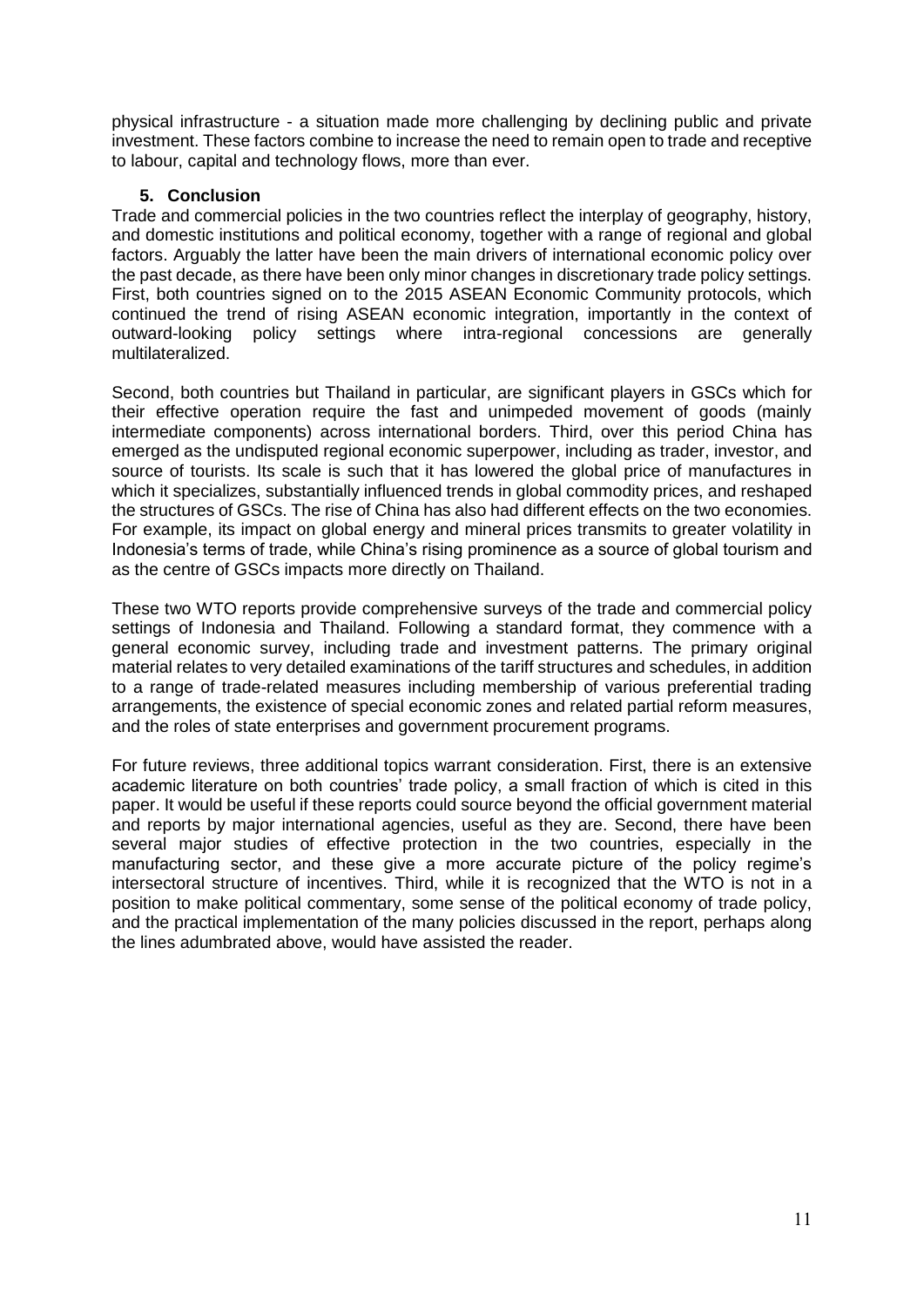physical infrastructure - a situation made more challenging by declining public and private investment. These factors combine to increase the need to remain open to trade and receptive to labour, capital and technology flows, more than ever.

## 5. Conclusion

Trade and commercial policies in the two countries reflect the interplay of geography, history, and domestic institutions and political economy, together with a range of regional and global factors. Arguably the latter have been the main drivers of international economic policy over the past decade, as there have been only minor changes in discretionary trade policy settings. First, both countries signed on to the 2015 ASEAN Economic Community protocols, which continued the trend of rising ASEAN economic integration, importantly in the context of outward-looking policy settings where intra-regional concessions are generally multilateralized.

Second, both countries but Thailand in particular, are significant players in GSCs which for their effective operation require the fast and unimpeded movement of goods (mainly intermediate components) across international borders. Third, over this period China has emerged as the undisputed regional economic superpower, including as trader, investor, and source of tourists. Its scale is such that it has lowered the global price of manufactures in which it specializes, substantially influenced trends in global commodity prices, and reshaped the structures of GSCs. The rise of China has also had different effects on the two economies. For example, its impact on global energy and mineral prices transmits to greater volatility in Indonesia's terms of trade, while China's rising prominence as a source of global tourism and as the centre of GSCs impacts more directly on Thailand.

These two WTO reports provide comprehensive surveys of the trade and commercial policy settings of Indonesia and Thailand. Following a standard format, they commence with a general economic survey, including trade and investment patterns. The primary original material relates to very detailed examinations of the tariff structures and schedules, in addition to a range of trade-related measures including membership of various preferential trading arrangements, the existence of special economic zones and related partial reform measures, and the roles of state enterprises and government procurement programs.

For future reviews, three additional topics warrant consideration. First, there is an extensive academic literature on both countries' trade policy, a small fraction of which is cited in this paper. It would be useful if these reports could source beyond the official government material and reports by major international agencies, useful as they are. Second, there have been several major studies of effective protection in the two countries, especially in the manufacturing sector, and these give a more accurate picture of the policy regime's intersectoral structure of incentives. Third, while it is recognized that the WTO is not in a position to make political commentary, some sense of the political economy of trade policy, and the practical implementation of the many policies discussed in the report, perhaps along the lines adumbrated above, would have assisted the reader.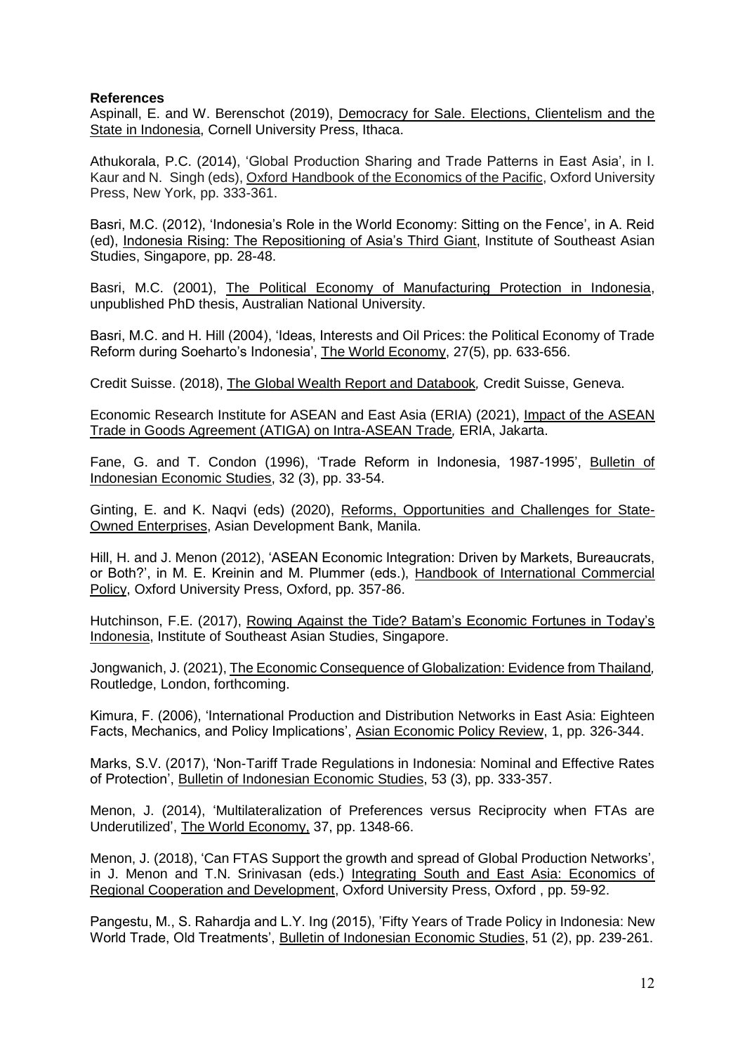**References**

Aspinall, E. and W. Berenschot (2019), Democracy for Sale. Elections, Clientelism and the State in Indonesia, Cornell University Press, Ithaca.

Athukorala, P.C. (2014), 'Global Production Sharing and Trade Patterns in East Asia', in I. Kaur and N. Singh (eds), Oxford Handbook of the Economics of the Pacific, Oxford University Press, New York, pp. 333-361.

Basri, M.C. (2012), 'Indonesia's Role in the World Economy: Sitting on the Fence', in A. Reid (ed), Indonesia Rising: The Repositioning of Asia's Third Giant, Institute of Southeast Asian Studies, Singapore, pp. 28-48.

Basri, M.C. (2001), The Political Economy of Manufacturing Protection in Indonesia, unpublished PhD thesis, Australian National University.

Basri, M.C. and H. Hill (2004), 'Ideas, Interests and Oil Prices: the Political Economy of Trade Reform during Soeharto's Indonesia', The World Economy, 27(5), pp. 633-656.

Credit Suisse. (2018), The Global Wealth Report and Databook*,* Credit Suisse, Geneva.

Economic Research Institute for ASEAN and East Asia (ERIA) (2021), Impact of the ASEAN Trade in Goods Agreement (ATIGA) on Intra-ASEAN Trade*,* ERIA, Jakarta.

Fane, G. and T. Condon (1996), 'Trade Reform in Indonesia, 1987-1995', Bulletin of Indonesian Economic Studies, 32 (3), pp. 33-54.

Ginting, E. and K. Naqvi (eds) (2020), Reforms, Opportunities and Challenges for State-Owned Enterprises, Asian Development Bank, Manila.

Hill, H. and J. Menon (2012), 'ASEAN Economic Integration: Driven by Markets, Bureaucrats, or Both?', in M. E. Kreinin and M. Plummer (eds.), Handbook of International Commercial Policy, Oxford University Press, Oxford, pp. 357-86.

Hutchinson, F.E. (2017), Rowing Against the Tide? Batam's Economic Fortunes in Today's Indonesia, Institute of Southeast Asian Studies, Singapore.

Jongwanich, J. (2021), The Economic Consequence of Globalization: Evidence from Thailand*,* Routledge, London, forthcoming.

Kimura, F. (2006), 'International Production and Distribution Networks in East Asia: Eighteen Facts, Mechanics, and Policy Implications', Asian Economic Policy Review, 1, pp. 326-344.

Marks, S.V. (2017), 'Non-Tariff Trade Regulations in Indonesia: Nominal and Effective Rates of Protection', Bulletin of Indonesian Economic Studies, 53 (3), pp. 333-357.

Menon, J. (2014), 'Multilateralization of Preferences versus Reciprocity when FTAs are Underutilized', The World Economy, 37, pp. 1348-66.

Menon, J. (2018), 'Can FTAS Support the growth and spread of Global Production Networks', in J. Menon and T.N. Srinivasan (eds.) Integrating South and East Asia: Economics of Regional Cooperation and Development, Oxford University Press, Oxford , pp. 59-92.

Pangestu, M., S. Rahardja and L.Y. Ing (2015), 'Fifty Years of Trade Policy in Indonesia: New World Trade, Old Treatments', Bulletin of Indonesian Economic Studies, 51 (2), pp. 239-261.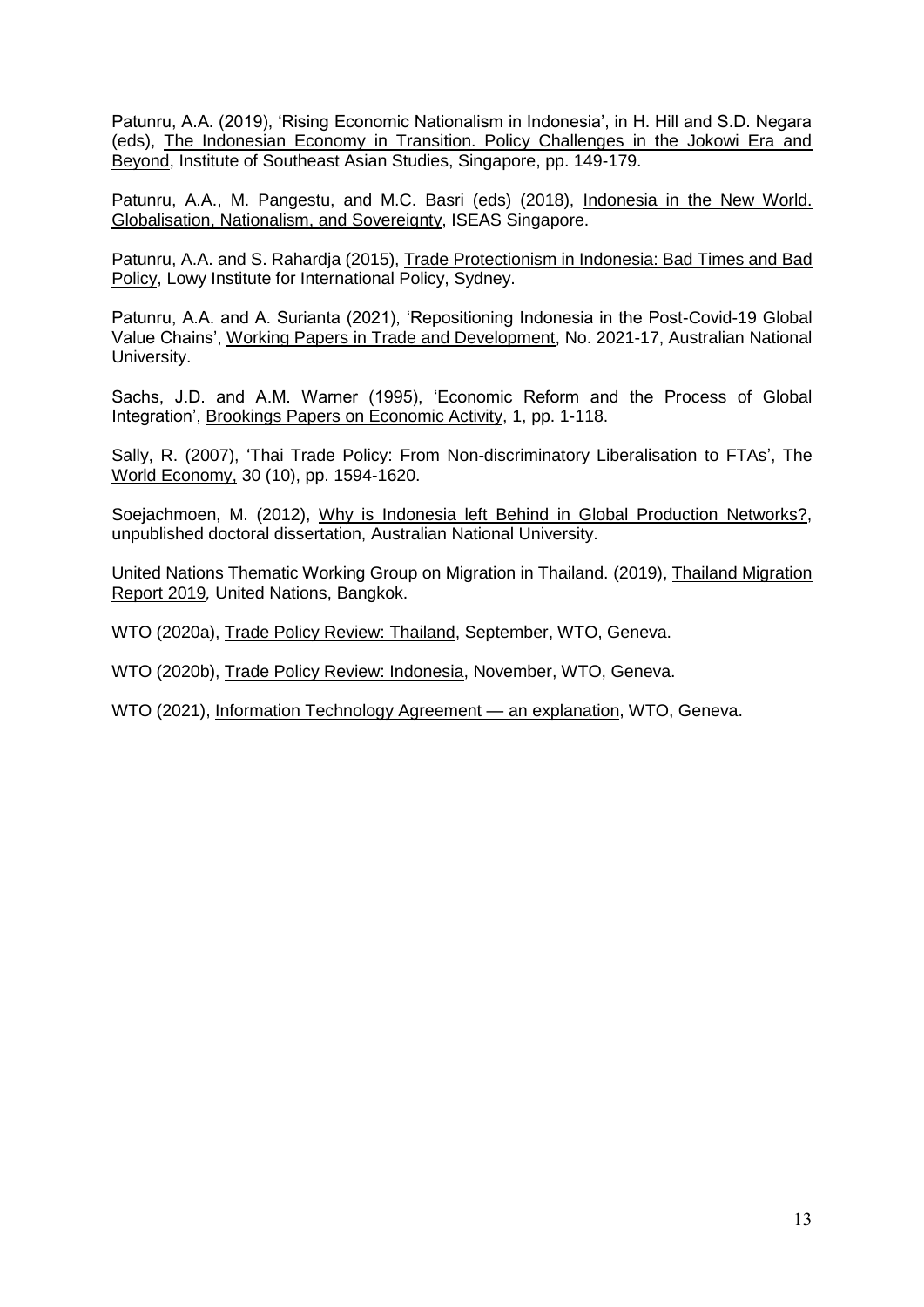Patunru, A.A. (2019), 'Rising Economic Nationalism in Indonesia', in H. Hill and S.D. Negara (eds), The Indonesian Economy in Transition. Policy Challenges in the Jokowi Era and Beyond, Institute of Southeast Asian Studies, Singapore, pp. 149-179.

Patunru, A.A., M. Pangestu, and M.C. Basri (eds) (2018), Indonesia in the New World. Globalisation, Nationalism, and Sovereignty, ISEAS Singapore.

Patunru, A.A. and S. Rahardja (2015), Trade Protectionism in Indonesia: Bad Times and Bad Policy, Lowy Institute for International Policy, Sydney.

Patunru, A.A. and A. Surianta (2021), 'Repositioning Indonesia in the Post-Covid-19 Global Value Chains', Working Papers in Trade and Development, No. 2021-17, Australian National University.

Sachs, J.D. and A.M. Warner (1995), 'Economic Reform and the Process of Global Integration', Brookings Papers on Economic Activity, 1, pp. 1-118.

Sally, R. (2007), 'Thai Trade Policy: From Non-discriminatory Liberalisation to FTAs', The World Economy, 30 (10), pp. 1594-1620.

Soejachmoen, M. (2012), Why is Indonesia left Behind in Global Production Networks?, unpublished doctoral dissertation, Australian National University.

United Nations Thematic Working Group on Migration in Thailand. (2019), Thailand Migration Report 2019, United Nations, Bangkok.

WTO (2020a), Trade Policy Review: Thailand, September, WTO, Geneva.

WTO (2020b), Trade Policy Review: Indonesia, November, WTO, Geneva.

WTO (2021), Information Technology Agreement — an explanation, WTO, Geneva.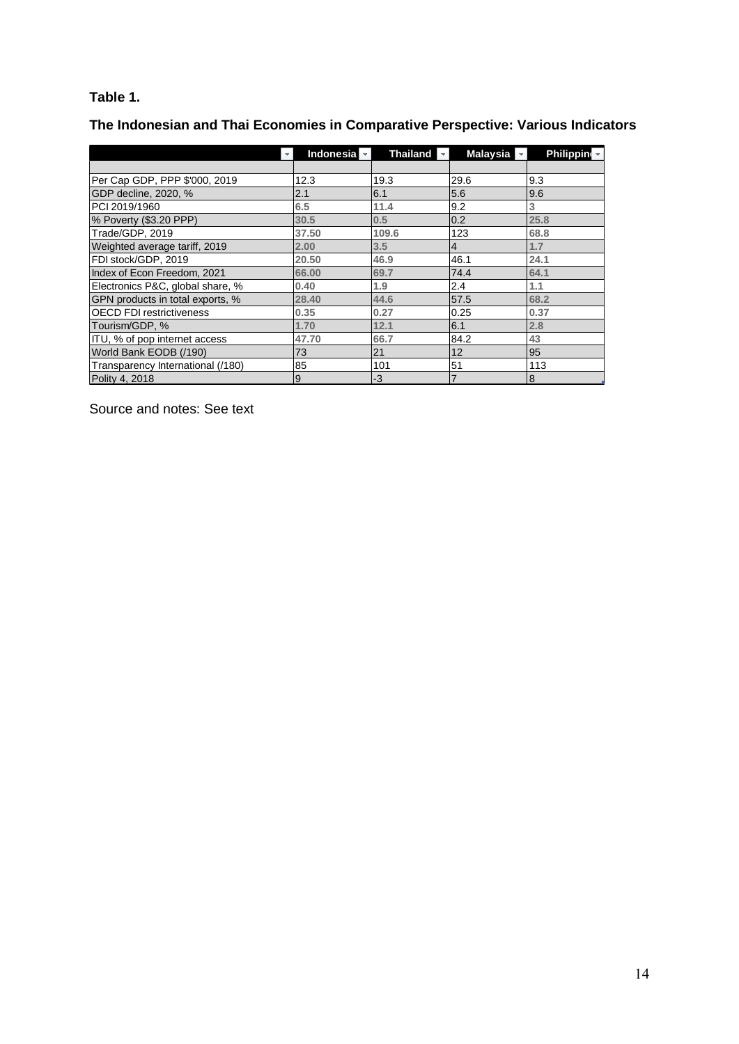**Table 1.**

**The Indonesian and Thai Economies in Comparative Perspective: Various Indicators**

| | Indonesia | Thailand | Malaysia | Philippin |
|---|---|---|---|---|
| | | | | |
| Per Cap GDP, PPP $'000, 2019 | 12.3 | 19.3 | 29.6 | 9.3 |
| GDP decline, 2020, % | 2.1 | 6.1 | 5.6 | 9.6 |
| PCI 2019/1960 | 6.5 | 11.4 | 9.2 | 3 |
| % Poverty ($3.20 PPP) | 30.5 | 0.5 | 0.2 | 25.8 |
| Trade/GDP, 2019 | 37.50 | 109.6 | 123 | 68.8 |
| Weighted average tariff, 2019 | 2.00 | 3.5 | 4 | 1.7 |
| FDI stock/GDP, 2019 | 20.50 | 46.9 | 46.1 | 24.1 |
| Index of Econ Freedom, 2021 | 66.00 | 69.7 | 74.4 | 64.1 |
| Electronics P&C, global share, % | 0.40 | 1.9 | 2.4 | 1.1 |
| GPN products in total exports, % | 28.40 | 44.6 | 57.5 | 68.2 |
| OECD FDI restrictiveness | 0.35 | 0.27 | 0.25 | 0.37 |
| Tourism/GDP, % | 1.70 | 12.1 | 6.1 | 2.8 |
| ITU, % of pop internet access | 47.70 | 66.7 | 84.2 | 43 |
| World Bank EODB (/190) | 73 | 21 | 12 | 95 |
| Transparency International (/180) | 85 | 101 | 51 | 113 |
| Polity 4, 2018 | 9 | -3 | 7 | 8 |

Source and notes: See text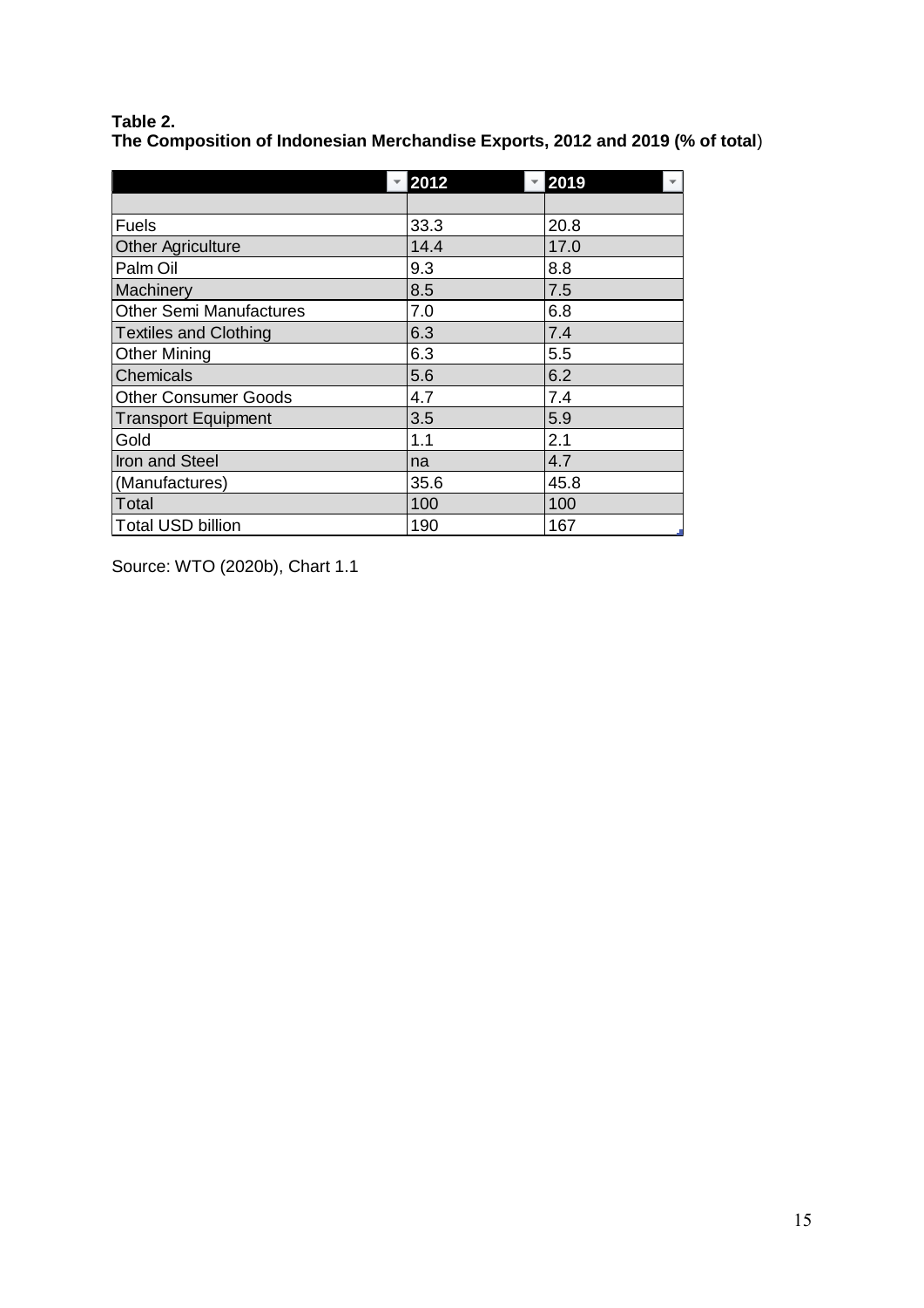**Table 2.**
**The Composition of Indonesian Merchandise Exports, 2012 and 2019 (% of total)**

| | 2012 | 2019 |
|---|---|---|
| | | |
| Fuels | 33.3 | 20.8 |
| Other Agriculture | 14.4 | 17.0 |
| Palm Oil | 9.3 | 8.8 |
| Machinery | 8.5 | 7.5 |
| Other Semi Manufactures | 7.0 | 6.8 |
| Textiles and Clothing | 6.3 | 7.4 |
| Other Mining | 6.3 | 5.5 |
| Chemicals | 5.6 | 6.2 |
| Other Consumer Goods | 4.7 | 7.4 |
| Transport Equipment | 3.5 | 5.9 |
| Gold | 1.1 | 2.1 |
| Iron and Steel | na | 4.7 |
| (Manufactures) | 35.6 | 45.8 |
| Total | 100 | 100 |
| Total USD billion | 190 | 167 |

Source: WTO (2020b), Chart 1.1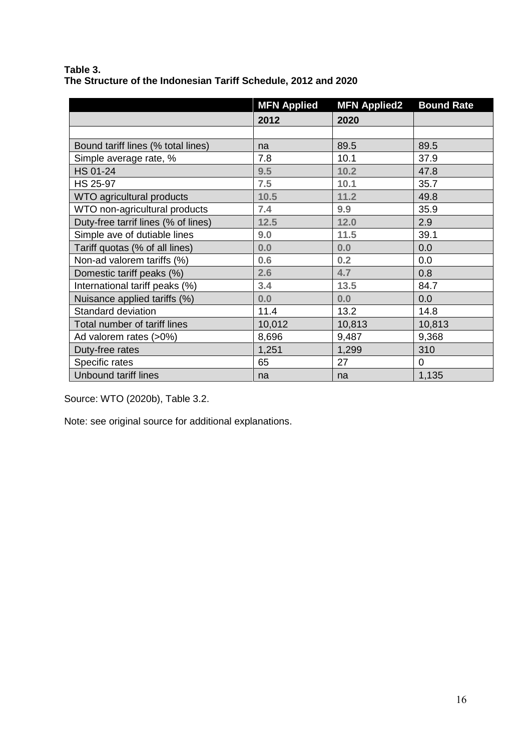**Table 3.**
**The Structure of the Indonesian Tariff Schedule, 2012 and 2020**

| | MFN Applied | MFN Applied2 | Bound Rate |
|---|---|---|---|
| | 2012 | 2020 | |
| | | | |
| Bound tariff lines (% total lines) | na | 89.5 | 89.5 |
| Simple average rate, % | 7.8 | 10.1 | 37.9 |
| HS 01-24 | 9.5 | 10.2 | 47.8 |
| HS 25-97 | 7.5 | 10.1 | 35.7 |
| WTO agricultural products | 10.5 | 11.2 | 49.8 |
| WTO non-agricultural products | 7.4 | 9.9 | 35.9 |
| Duty-free tarrif lines (% of lines) | 12.5 | 12.0 | 2.9 |
| Simple ave of dutiable lines | 9.0 | 11.5 | 39.1 |
| Tariff quotas (% of all lines) | 0.0 | 0.0 | 0.0 |
| Non-ad valorem tariffs (%) | 0.6 | 0.2 | 0.0 |
| Domestic tariff peaks (%) | 2.6 | 4.7 | 0.8 |
| International tariff peaks (%) | 3.4 | 13.5 | 84.7 |
| Nuisance applied tariffs (%) | 0.0 | 0.0 | 0.0 |
| Standard deviation | 11.4 | 13.2 | 14.8 |
| Total number of tariff lines | 10,012 | 10,813 | 10,813 |
| Ad valorem rates (>0%) | 8,696 | 9,487 | 9,368 |
| Duty-free rates | 1,251 | 1,299 | 310 |
| Specific rates | 65 | 27 | 0 |
| Unbound tariff lines | na | na | 1,135 |

Source: WTO (2020b), Table 3.2.

Note: see original source for additional explanations.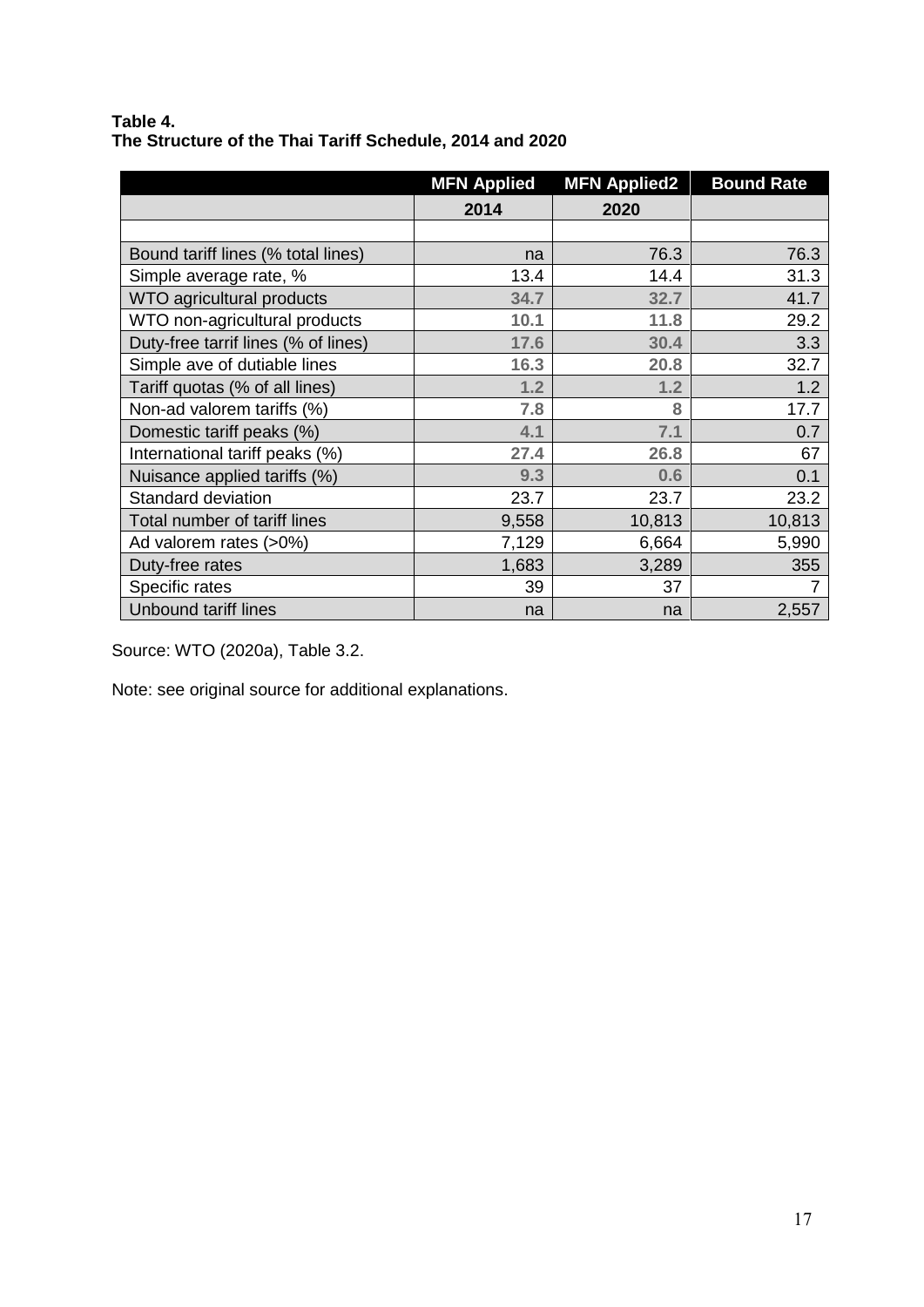**Table 4.**
**The Structure of the Thai Tariff Schedule, 2014 and 2020**

| | MFN Applied | MFN Applied2 | Bound Rate |
|---|---|---|---|
| | 2014 | 2020 | |
| | | | |
| Bound tariff lines (% total lines) | na | 76.3 | 76.3 |
| Simple average rate, % | 13.4 | 14.4 | 31.3 |
| WTO agricultural products | 34.7 | 32.7 | 41.7 |
| WTO non-agricultural products | 10.1 | 11.8 | 29.2 |
| Duty-free tarrif lines (% of lines) | 17.6 | 30.4 | 3.3 |
| Simple ave of dutiable lines | 16.3 | 20.8 | 32.7 |
| Tariff quotas (% of all lines) | 1.2 | 1.2 | 1.2 |
| Non-ad valorem tariffs (%) | 7.8 | 8 | 17.7 |
| Domestic tariff peaks (%) | 4.1 | 7.1 | 0.7 |
| International tariff peaks (%) | 27.4 | 26.8 | 67 |
| Nuisance applied tariffs (%) | 9.3 | 0.6 | 0.1 |
| Standard deviation | 23.7 | 23.7 | 23.2 |
| Total number of tariff lines | 9,558 | 10,813 | 10,813 |
| Ad valorem rates (>0%) | 7,129 | 6,664 | 5,990 |
| Duty-free rates | 1,683 | 3,289 | 355 |
| Specific rates | 39 | 37 | 7 |
| Unbound tariff lines | na | na | 2,557 |

Source: WTO (2020a), Table 3.2.

Note: see original source for additional explanations.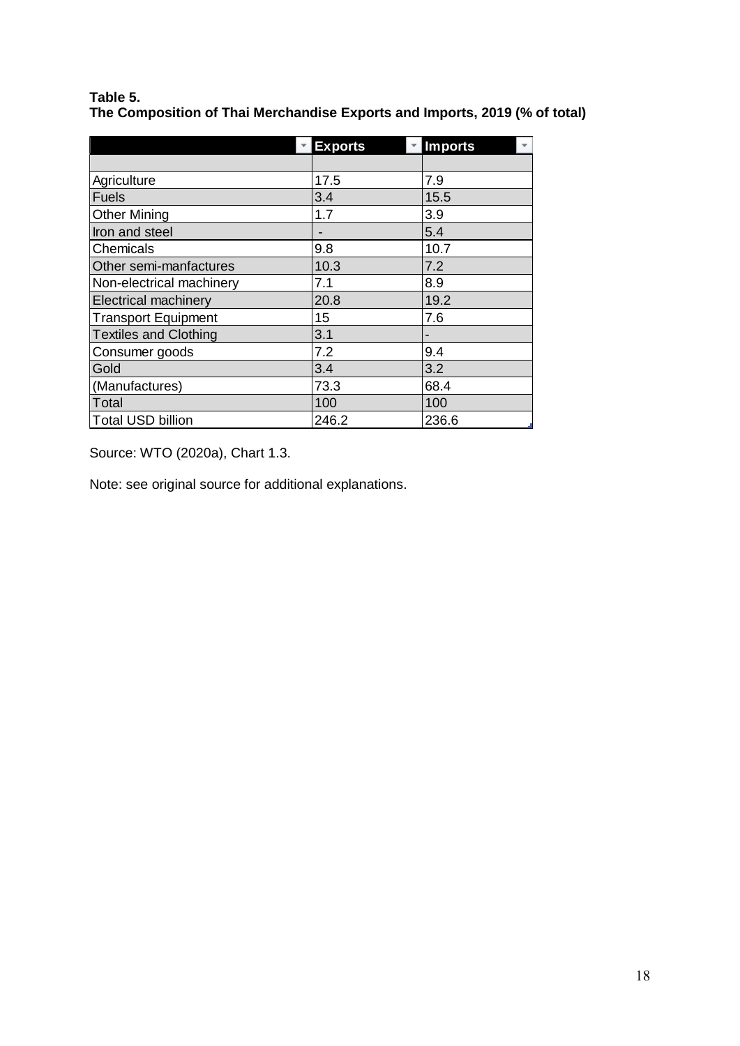**Table 5.**
**The Composition of Thai Merchandise Exports and Imports, 2019 (% of total)**

| | Exports | Imports |
|---|---|---|
| | | |
| Agriculture | 17.5 | 7.9 |
| Fuels | 3.4 | 15.5 |
| Other Mining | 1.7 | 3.9 |
| Iron and steel | - | 5.4 |
| Chemicals | 9.8 | 10.7 |
| Other semi-manfactures | 10.3 | 7.2 |
| Non-electrical machinery | 7.1 | 8.9 |
| Electrical machinery | 20.8 | 19.2 |
| Transport Equipment | 15 | 7.6 |
| Textiles and Clothing | 3.1 | - |
| Consumer goods | 7.2 | 9.4 |
| Gold | 3.4 | 3.2 |
| (Manufactures) | 73.3 | 68.4 |
| Total | 100 | 100 |
| Total USD billion | 246.2 | 236.6 |

Source: WTO (2020a), Chart 1.3.

Note: see original source for additional explanations.